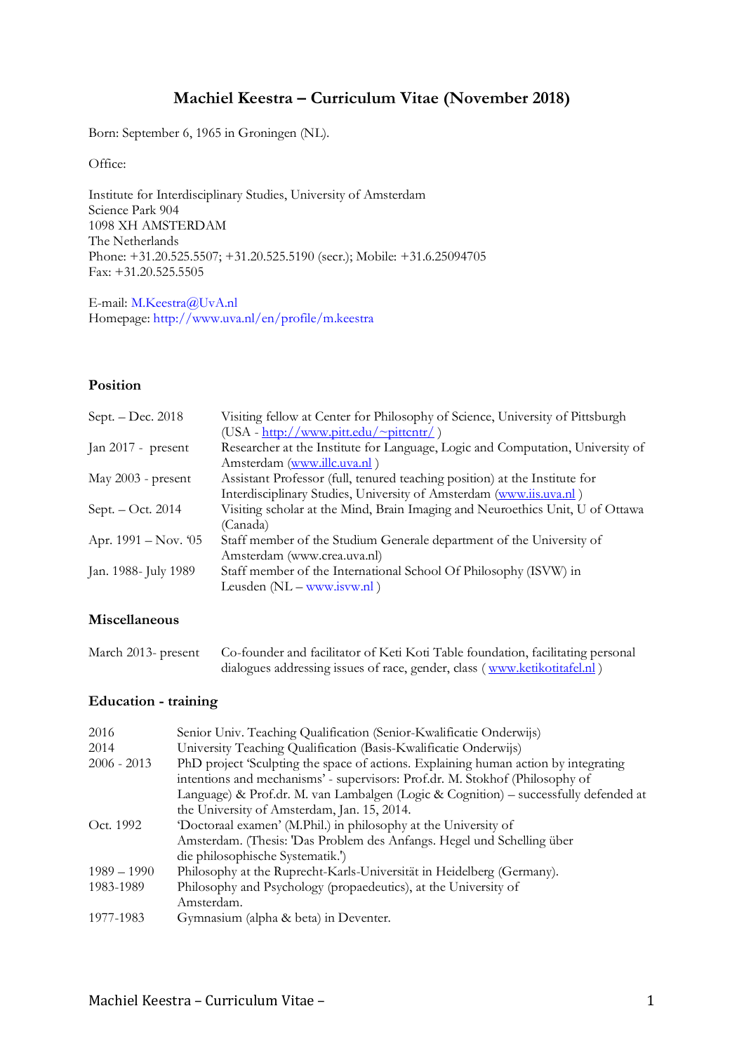# Machiel Keestra – Curriculum Vitae (November 2018)

Born: September 6, 1965 in Groningen (NL).

Office:

Institute for Interdisciplinary Studies, University of Amsterdam
Science Park 904
1098 XH AMSTERDAM
The Netherlands
Phone: +31.20.525.5507; +31.20.525.5190 (secr.); Mobile: +31.6.25094705
Fax: +31.20.525.5505

E-mail: M.Keestra@UvA.nl
Homepage: http://www.uva.nl/en/profile/m.keestra

## Position

| | |
|---|---|
| Sept. – Dec. 2018 | Visiting fellow at Center for Philosophy of Science, University of Pittsburgh (USA - http://www.pitt.edu/~pittcntr/ ) |
| Jan 2017 - present | Researcher at the Institute for Language, Logic and Computation, University of Amsterdam (www.illc.uva.nl ) |
| May 2003 - present | Assistant Professor (full, tenured teaching position) at the Institute for Interdisciplinary Studies, University of Amsterdam (www.iis.uva.nl ) |
| Sept. – Oct. 2014 | Visiting scholar at the Mind, Brain Imaging and Neuroethics Unit, U of Ottawa (Canada) |
| Apr. 1991 – Nov. '05 | Staff member of the Studium Generale department of the University of Amsterdam (www.crea.uva.nl) |
| Jan. 1988- July 1989 | Staff member of the International School Of Philosophy (ISVW) in Leusden (NL – www.isvw.nl ) |

## Miscellaneous

| | |
|---|---|
| March 2013- present | Co-founder and facilitator of Keti Koti Table foundation, facilitating personal dialogues addressing issues of race, gender, class ( www.ketikotitafel.nl ) |

## Education - training

| | |
|---|---|
| 2016 | Senior Univ. Teaching Qualification (Senior-Kwalificatie Onderwijs) |
| 2014 | University Teaching Qualification (Basis-Kwalificatie Onderwijs) |
| 2006 - 2013 | PhD project 'Sculpting the space of actions. Explaining human action by integrating intentions and mechanisms' - supervisors: Prof.dr. M. Stokhof (Philosophy of Language) & Prof.dr. M. van Lambalgen (Logic & Cognition) – successfully defended at the University of Amsterdam, Jan. 15, 2014. |
| Oct. 1992 | 'Doctoraal examen' (M.Phil.) in philosophy at the University of Amsterdam. (Thesis: 'Das Problem des Anfangs. Hegel und Schelling über die philosophische Systematik.') |
| 1989 – 1990 | Philosophy at the Ruprecht-Karls-Universität in Heidelberg (Germany). |
| 1983-1989 | Philosophy and Psychology (propaedeutics), at the University of Amsterdam. |
| 1977-1983 | Gymnasium (alpha & beta) in Deventer. |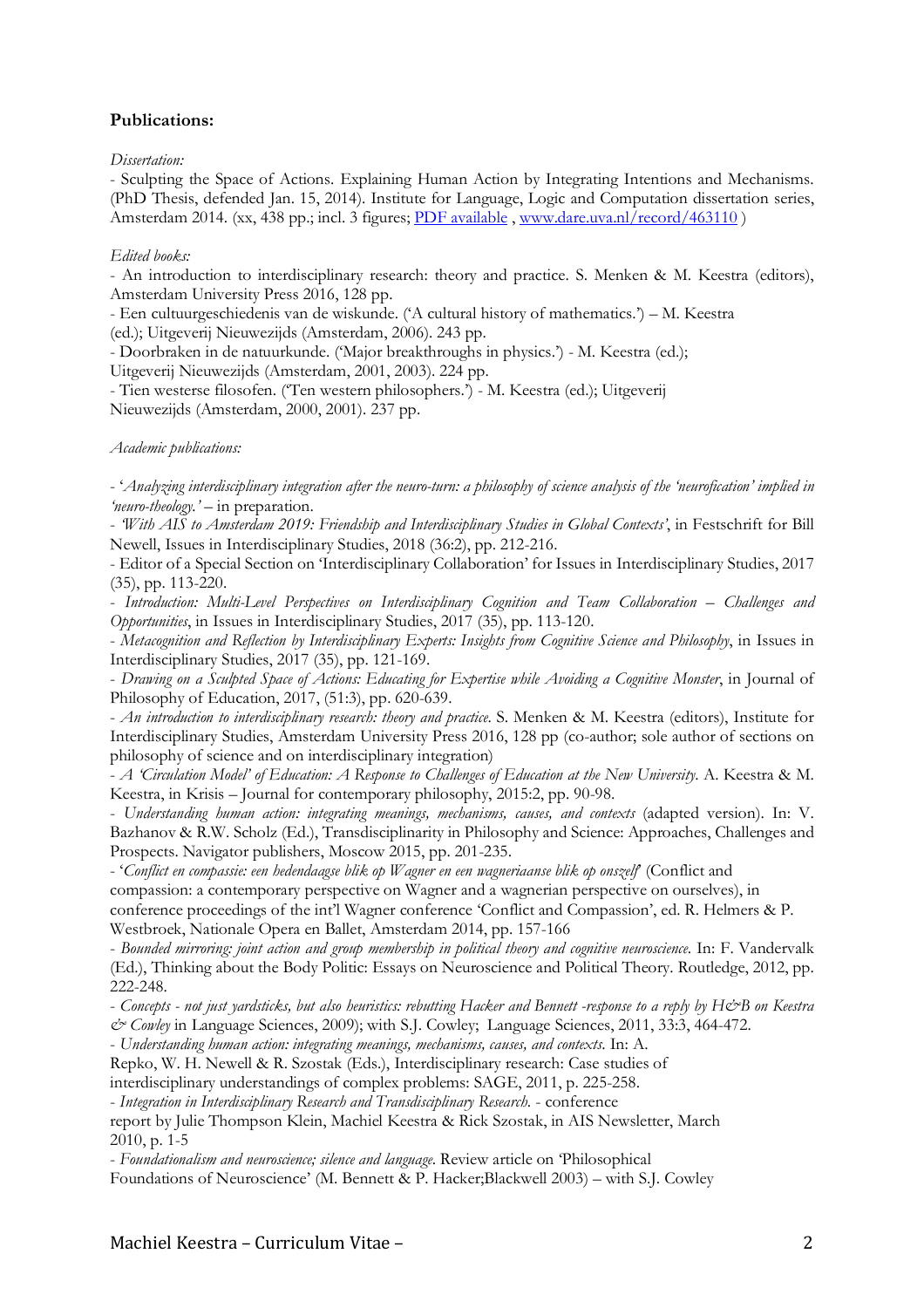**Publications:**

*Dissertation:*

- Sculpting the Space of Actions. Explaining Human Action by Integrating Intentions and Mechanisms. (PhD Thesis, defended Jan. 15, 2014). Institute for Language, Logic and Computation dissertation series, Amsterdam 2014. (xx, 438 pp.; incl. 3 figures; PDF available , www.dare.uva.nl/record/463110 )

*Edited books:*

- An introduction to interdisciplinary research: theory and practice. S. Menken & M. Keestra (editors), Amsterdam University Press 2016, 128 pp.
- Een cultuurgeschiedenis van de wiskunde. ('A cultural history of mathematics.') – M. Keestra (ed.); Uitgeverij Nieuwezijds (Amsterdam, 2006). 243 pp.
- Doorbraken in de natuurkunde. ('Major breakthroughs in physics.') - M. Keestra (ed.); Uitgeverij Nieuwezijds (Amsterdam, 2001, 2003). 224 pp.
- Tien westerse filosofen. ('Ten western philosophers.') - M. Keestra (ed.); Uitgeverij Nieuwezijds (Amsterdam, 2000, 2001). 237 pp.

*Academic publications:*

- '*Analyzing interdisciplinary integration after the neuro-turn: a philosophy of science analysis of the 'neurofication' implied in 'neuro-theology.'* – in preparation.
- *'With AIS to Amsterdam 2019: Friendship and Interdisciplinary Studies in Global Contexts'*, in Festschrift for Bill Newell, Issues in Interdisciplinary Studies, 2018 (36:2), pp. 212-216.
- Editor of a Special Section on 'Interdisciplinary Collaboration' for Issues in Interdisciplinary Studies, 2017 (35), pp. 113-220.
- *Introduction: Multi-Level Perspectives on Interdisciplinary Cognition and Team Collaboration – Challenges and Opportunities*, in Issues in Interdisciplinary Studies, 2017 (35), pp. 113-120.
- *Metacognition and Reflection by Interdisciplinary Experts: Insights from Cognitive Science and Philosophy*, in Issues in Interdisciplinary Studies, 2017 (35), pp. 121-169.
- *Drawing on a Sculpted Space of Actions: Educating for Expertise while Avoiding a Cognitive Monster*, in Journal of Philosophy of Education, 2017, (51:3), pp. 620-639.
- *An introduction to interdisciplinary research: theory and practice.* S. Menken & M. Keestra (editors), Institute for Interdisciplinary Studies, Amsterdam University Press 2016, 128 pp (co-author; sole author of sections on philosophy of science and on interdisciplinary integration)
- *A 'Circulation Model' of Education: A Response to Challenges of Education at the New University.* A. Keestra & M. Keestra, in Krisis – Journal for contemporary philosophy, 2015:2, pp. 90-98.
- *Understanding human action: integrating meanings, mechanisms, causes, and contexts* (adapted version). In: V. Bazhanov & R.W. Scholz (Ed.), Transdisciplinarity in Philosophy and Science: Approaches, Challenges and Prospects. Navigator publishers, Moscow 2015, pp. 201-235.
- '*Conflict en compassie: een hedendaagse blik op Wagner en een wagneriaanse blik op onszelf*' (Conflict and compassion: a contemporary perspective on Wagner and a wagnerian perspective on ourselves), in conference proceedings of the int'l Wagner conference 'Conflict and Compassion', ed. R. Helmers & P. Westbroek, Nationale Opera en Ballet, Amsterdam 2014, pp. 157-166
- *Bounded mirroring: joint action and group membership in political theory and cognitive neuroscience.* In: F. Vandervalk (Ed.), Thinking about the Body Politic: Essays on Neuroscience and Political Theory. Routledge, 2012, pp. 222-248.
- *Concepts - not just yardsticks, but also heuristics: rebutting Hacker and Bennett -response to a reply by H&B on Keestra & Cowley* in Language Sciences, 2009); with S.J. Cowley; Language Sciences, 2011, 33:3, 464-472.
- *Understanding human action: integrating meanings, mechanisms, causes, and contexts.* In: A. Repko, W. H. Newell & R. Szostak (Eds.), Interdisciplinary research: Case studies of interdisciplinary understandings of complex problems: SAGE, 2011, p. 225-258.
- *Integration in Interdisciplinary Research and Transdisciplinary Research.* - conference report by Julie Thompson Klein, Machiel Keestra & Rick Szostak, in AIS Newsletter, March 2010, p. 1-5
- *Foundationalism and neuroscience; silence and language.* Review article on 'Philosophical Foundations of Neuroscience' (M. Bennett & P. Hacker;Blackwell 2003) – with S.J. Cowley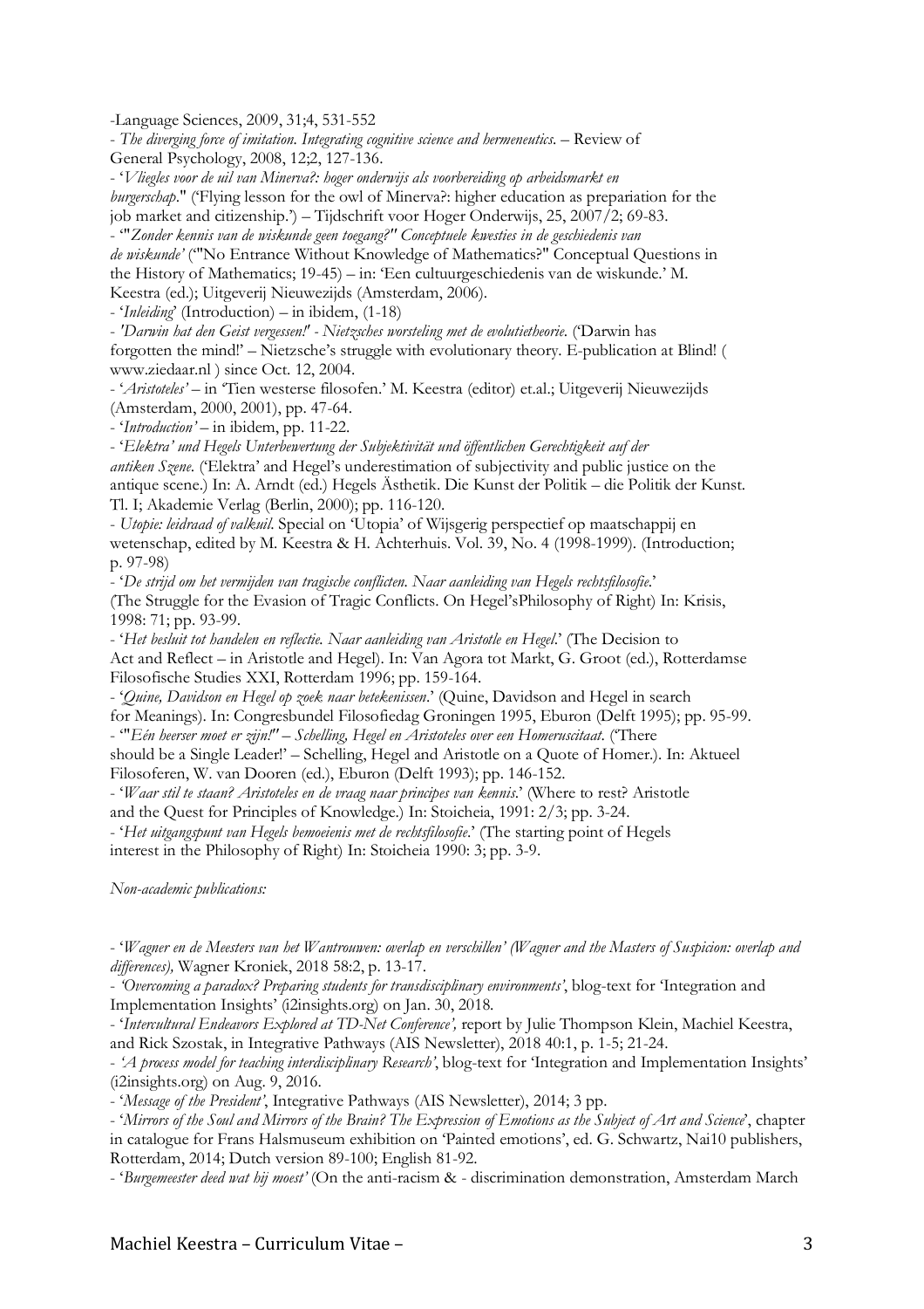-Language Sciences, 2009, 31;4, 531-552

- *The diverging force of imitation. Integrating cognitive science and hermeneutics.* – Review of General Psychology, 2008, 12;2, 127-136.

- '*Vliegles voor de uil van Minerva?: hoger onderwijs als voorbereiding op arbeidsmarkt en burgerschap*." ('Flying lesson for the owl of Minerva?: higher education as prepariation for the job market and citizenship.') – Tijdschrift voor Hoger Onderwijs, 25, 2007/2; 69-83.

- '"*Zonder kennis van de wiskunde geen toegang?" Conceptuele kwesties in de geschiedenis van de wiskunde*' ('"No Entrance Without Knowledge of Mathematics?" Conceptual Questions in the History of Mathematics; 19-45) – in: 'Een cultuurgeschiedenis van de wiskunde.' M. Keestra (ed.); Uitgeverij Nieuwezijds (Amsterdam, 2006).

- '*Inleiding*' (Introduction) – in ibidem, (1-18)

- *'Darwin hat den Geist vergessen!' - Nietzsches worsteling met de evolutietheorie.* ('Darwin has forgotten the mind!' – Nietzsche's struggle with evolutionary theory. E-publication at Blind! ( www.ziedaar.nl ) since Oct. 12, 2004.

- '*Aristoteles'* – in 'Tien westerse filosofen.' M. Keestra (editor) et.al.; Uitgeverij Nieuwezijds (Amsterdam, 2000, 2001), pp. 47-64.

- '*Introduction'* – in ibidem, pp. 11-22.

- '*Elektra' und Hegels Unterbewertung der Subjektivität und öffentlichen Gerechtigkeit auf der antiken Szene.* ('Elektra' and Hegel's underestimation of subjectivity and public justice on the antique scene.) In: A. Arndt (ed.) Hegels Ästhetik. Die Kunst der Politik – die Politik der Kunst. Tl. I; Akademie Verlag (Berlin, 2000); pp. 116-120.

- *Utopie: leidraad of valkuil.* Special on 'Utopia' of Wijsgerig perspectief op maatschappij en wetenschap, edited by M. Keestra & H. Achterhuis. Vol. 39, No. 4 (1998-1999). (Introduction; p. 97-98)

- '*De strijd om het vermijden van tragische conflicten. Naar aanleiding van Hegels rechtsfilosofie.*' (The Struggle for the Evasion of Tragic Conflicts. On Hegel'sPhilosophy of Right) In: Krisis, 1998: 71; pp. 93-99.

- '*Het besluit tot handelen en reflectie. Naar aanleiding van Aristotle en Hegel.*' (The Decision to Act and Reflect – in Aristotle and Hegel). In: Van Agora tot Markt, G. Groot (ed.), Rotterdamse Filosofische Studies XXI, Rotterdam 1996; pp. 159-164.

- '*Quine, Davidson en Hegel op zoek naar betekenissen.*' (Quine, Davidson and Hegel in search for Meanings). In: Congresbundel Filosofiedag Groningen 1995, Eburon (Delft 1995); pp. 95-99.

- '"*Eén heerser moet er zijn!"* – *Schelling, Hegel en Aristoteles over een Homeruscitaat.* ('There should be a Single Leader!' – Schelling, Hegel and Aristotle on a Quote of Homer.). In: Aktueel Filosoferen, W. van Dooren (ed.), Eburon (Delft 1993); pp. 146-152.

- '*Waar stil te staan? Aristoteles en de vraag naar principes van kennis.*' (Where to rest? Aristotle and the Quest for Principles of Knowledge.) In: Stoicheia, 1991: 2/3; pp. 3-24.

- '*Het uitgangspunt van Hegels bemoeienis met de rechtsfilosofie.*' (The starting point of Hegels interest in the Philosophy of Right) In: Stoicheia 1990: 3; pp. 3-9.

*Non-academic publications:*

- *'Wagner en de Meesters van het Wantrouwen: overlap en verschillen' (Wagner and the Masters of Suspicion: overlap and differences),* Wagner Kroniek, 2018 58:2, p. 13-17.

- *'Overcoming a paradox? Preparing students for transdisciplinary environments'*, blog-text for 'Integration and Implementation Insights' (i2insights.org) on Jan. 30, 2018.

- '*Intercultural Endeavors Explored at TD-Net Conference',* report by Julie Thompson Klein, Machiel Keestra, and Rick Szostak, in Integrative Pathways (AIS Newsletter), 2018 40:1, p. 1-5; 21-24.

- *'A process model for teaching interdisciplinary Research'*, blog-text for 'Integration and Implementation Insights' (i2insights.org) on Aug. 9, 2016.

- '*Message of the President'*, Integrative Pathways (AIS Newsletter), 2014; 3 pp.

- '*Mirrors of the Soul and Mirrors of the Brain? The Expression of Emotions as the Subject of Art and Science*', chapter in catalogue for Frans Halsmuseum exhibition on 'Painted emotions', ed. G. Schwartz, Nai10 publishers, Rotterdam, 2014; Dutch version 89-100; English 81-92.

- '*Burgemeester deed wat hij moest'* (On the anti-racism & - discrimination demonstration, Amsterdam March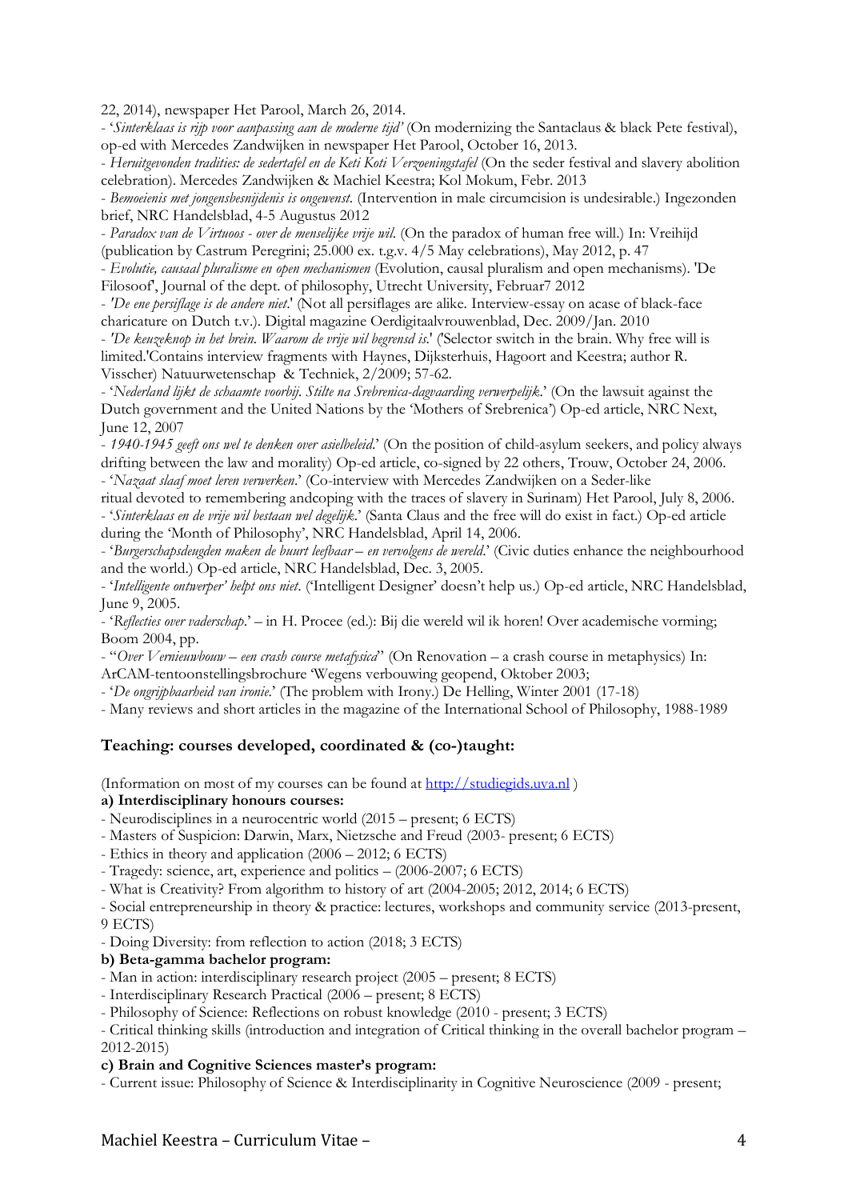22, 2014), newspaper Het Parool, March 26, 2014.

- '*Sinterklaas is rijp voor aanpassing aan de moderne tijd'* (On modernizing the Santaclaus & black Pete festival), op-ed with Mercedes Zandwijken in newspaper Het Parool, October 16, 2013.
- *Heruitgevonden tradities: de sedertafel en de Keti Koti Verzoeningstafel* (On the seder festival and slavery abolition celebration). Mercedes Zandwijken & Machiel Keestra; Kol Mokum, Febr. 2013
- *Bemoeienis met jongensbesnijdenis is ongewenst.* (Intervention in male circumcision is undesirable.) Ingezonden brief, NRC Handelsblad, 4-5 Augustus 2012
- *Paradox van de Virtuoos - over de menselijke vrije wil.* (On the paradox of human free will.) In: Vreihijd (publication by Castrum Peregrini; 25.000 ex. t.g.v. 4/5 May celebrations), May 2012, p. 47
- *Evolutie, causaal pluralisme en open mechanismen* (Evolution, causal pluralism and open mechanisms). 'De Filosoof', Journal of the dept. of philosophy, Utrecht University, Februar7 2012
- *'De ene persiflage is de andere niet*.' (Not all persiflages are alike. Interview-essay on acase of black-face charicature on Dutch t.v.). Digital magazine Oerdigitaalvrouwenblad, Dec. 2009/Jan. 2010
- *'De keuzeknop in het brein. Waarom de vrije wil begrensd is*.' ('Selector switch in the brain. Why free will is limited.'Contains interview fragments with Haynes, Dijksterhuis, Hagoort and Keestra; author R. Visscher) Natuurwetenschap & Techniek, 2/2009; 57-62.
- '*Nederland lijkt de schaamte voorbij. Stilte na Srebrenica-dagvaarding verwerpelijk*.' (On the lawsuit against the Dutch government and the United Nations by the 'Mothers of Srebrenica') Op-ed article, NRC Next, June 12, 2007
- *1940-1945 geeft ons wel te denken over asielbeleid*.' (On the position of child-asylum seekers, and policy always drifting between the law and morality) Op-ed article, co-signed by 22 others, Trouw, October 24, 2006.
- '*Nazaat slaaf moet leren verwerken*.' (Co-interview with Mercedes Zandwijken on a Seder-like ritual devoted to remembering andcoping with the traces of slavery in Surinam) Het Parool, July 8, 2006.
- '*Sinterklaas en de vrije wil bestaan wel degelijk*.' (Santa Claus and the free will do exist in fact.) Op-ed article during the 'Month of Philosophy', NRC Handelsblad, April 14, 2006.
- '*Burgerschapsdeugden maken de buurt leefbaar – en vervolgens de wereld*.' (Civic duties enhance the neighbourhood and the world.) Op-ed article, NRC Handelsblad, Dec. 3, 2005.
- '*Intelligente ontwerper' helpt ons niet*. ('Intelligent Designer' doesn't help us.) Op-ed article, NRC Handelsblad, June 9, 2005.
- '*Reflecties over vaderschap*.' – in H. Procee (ed.): Bij die wereld wil ik horen! Over academische vorming; Boom 2004, pp.
- "*Over Vernieuwbouw – een crash course metafysica*" (On Renovation – a crash course in metaphysics) In: ArCAM-tentoonstellingsbrochure 'Wegens verbouwing geopend, Oktober 2003;
- '*De ongrijpbaarheid van ironie*.' (The problem with Irony.) De Helling, Winter 2001 (17-18)
- Many reviews and short articles in the magazine of the International School of Philosophy, 1988-1989

## Teaching: courses developed, coordinated & (co-)taught:

(Information on most of my courses can be found at http://studiegids.uva.nl )

**a) Interdisciplinary honours courses:**

- Neurodisciplines in a neurocentric world (2015 – present; 6 ECTS)
- Masters of Suspicion: Darwin, Marx, Nietzsche and Freud (2003- present; 6 ECTS)
- Ethics in theory and application (2006 – 2012; 6 ECTS)
- Tragedy: science, art, experience and politics – (2006-2007; 6 ECTS)
- What is Creativity? From algorithm to history of art (2004-2005; 2012, 2014; 6 ECTS)
- Social entrepreneurship in theory & practice: lectures, workshops and community service (2013-present, 9 ECTS)
- Doing Diversity: from reflection to action (2018; 3 ECTS)

**b) Beta-gamma bachelor program:**

- Man in action: interdisciplinary research project (2005 – present; 8 ECTS)
- Interdisciplinary Research Practical (2006 – present; 8 ECTS)
- Philosophy of Science: Reflections on robust knowledge (2010 - present; 3 ECTS)
- Critical thinking skills (introduction and integration of Critical thinking in the overall bachelor program – 2012-2015)

**c) Brain and Cognitive Sciences master's program:**

- Current issue: Philosophy of Science & Interdisciplinarity in Cognitive Neuroscience (2009 - present;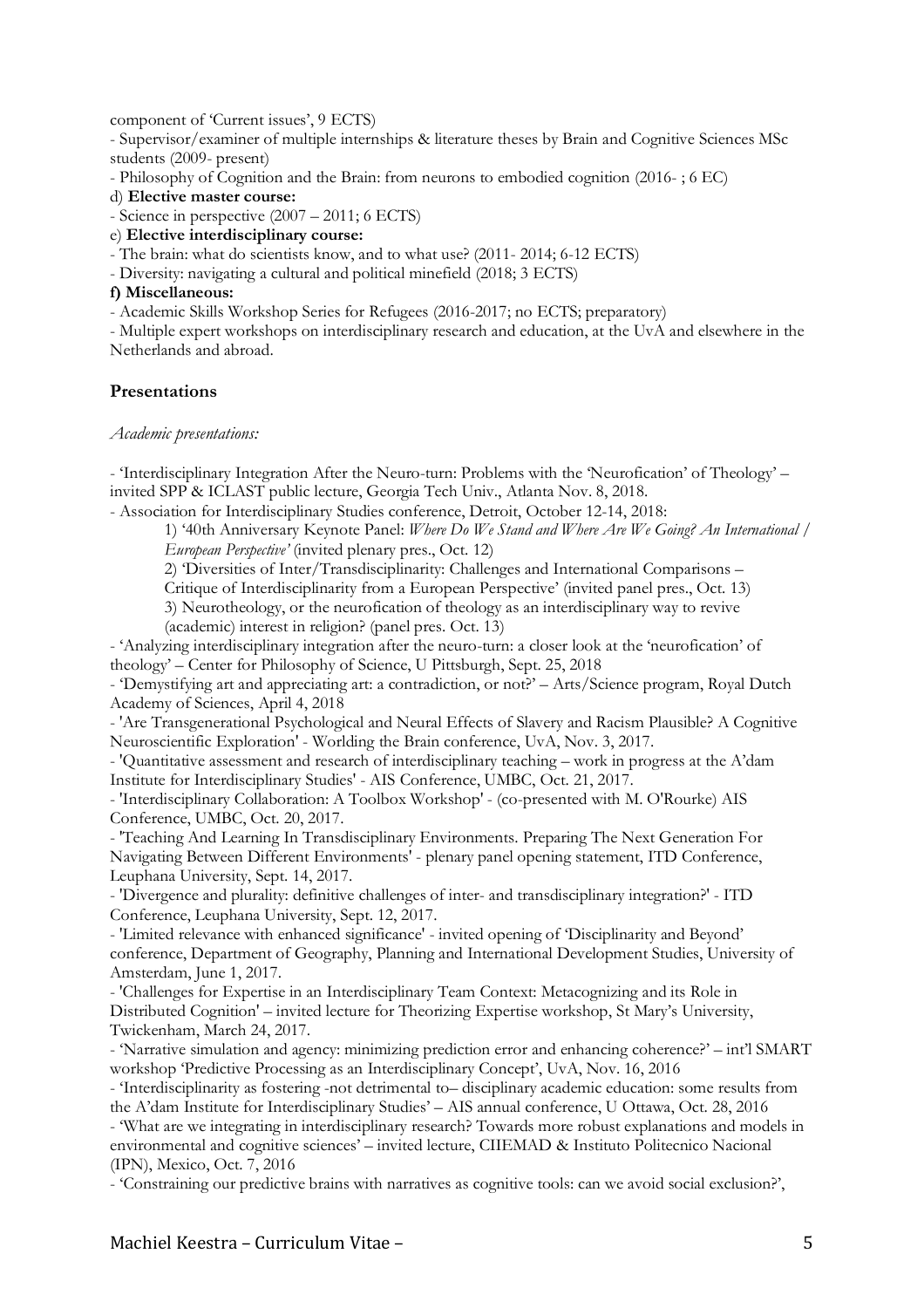component of 'Current issues', 9 ECTS)

- Supervisor/examiner of multiple internships & literature theses by Brain and Cognitive Sciences MSc students (2009- present)
- Philosophy of Cognition and the Brain: from neurons to embodied cognition (2016- ; 6 EC)

d) **Elective master course:**

- Science in perspective (2007 – 2011; 6 ECTS)

e) **Elective interdisciplinary course:**

- The brain: what do scientists know, and to what use? (2011- 2014; 6-12 ECTS)
- Diversity: navigating a cultural and political minefield (2018; 3 ECTS)

**f) Miscellaneous:**

- Academic Skills Workshop Series for Refugees (2016-2017; no ECTS; preparatory)
- Multiple expert workshops on interdisciplinary research and education, at the UvA and elsewhere in the Netherlands and abroad.

## Presentations

*Academic presentations:*

- 'Interdisciplinary Integration After the Neuro-turn: Problems with the 'Neurofication' of Theology' – invited SPP & ICLAST public lecture, Georgia Tech Univ., Atlanta Nov. 8, 2018.
- Association for Interdisciplinary Studies conference, Detroit, October 12-14, 2018:
    1) '40th Anniversary Keynote Panel: *Where Do We Stand and Where Are We Going? An International / European Perspective'* (invited plenary pres., Oct. 12)
    2) 'Diversities of Inter/Transdisciplinarity: Challenges and International Comparisons – Critique of Interdisciplinarity from a European Perspective' (invited panel pres., Oct. 13)
    3) Neurotheology, or the neurofication of theology as an interdisciplinary way to revive (academic) interest in religion? (panel pres. Oct. 13)
- 'Analyzing interdisciplinary integration after the neuro-turn: a closer look at the 'neurofication' of theology' – Center for Philosophy of Science, U Pittsburgh, Sept. 25, 2018
- 'Demystifying art and appreciating art: a contradiction, or not?' – Arts/Science program, Royal Dutch Academy of Sciences, April 4, 2018
- 'Are Transgenerational Psychological and Neural Effects of Slavery and Racism Plausible? A Cognitive Neuroscientific Exploration' - Worlding the Brain conference, UvA, Nov. 3, 2017.
- 'Quantitative assessment and research of interdisciplinary teaching – work in progress at the A'dam Institute for Interdisciplinary Studies' - AIS Conference, UMBC, Oct. 21, 2017.
- 'Interdisciplinary Collaboration: A Toolbox Workshop' - (co-presented with M. O'Rourke) AIS Conference, UMBC, Oct. 20, 2017.
- 'Teaching And Learning In Transdisciplinary Environments. Preparing The Next Generation For Navigating Between Different Environments' - plenary panel opening statement, ITD Conference, Leuphana University, Sept. 14, 2017.
- 'Divergence and plurality: definitive challenges of inter- and transdisciplinary integration?' - ITD Conference, Leuphana University, Sept. 12, 2017.
- 'Limited relevance with enhanced significance' - invited opening of 'Disciplinarity and Beyond' conference, Department of Geography, Planning and International Development Studies, University of Amsterdam, June 1, 2017.
- 'Challenges for Expertise in an Interdisciplinary Team Context: Metacognizing and its Role in Distributed Cognition' – invited lecture for Theorizing Expertise workshop, St Mary's University, Twickenham, March 24, 2017.
- 'Narrative simulation and agency: minimizing prediction error and enhancing coherence?' – int'l SMART workshop 'Predictive Processing as an Interdisciplinary Concept', UvA, Nov. 16, 2016
- 'Interdisciplinarity as fostering -not detrimental to– disciplinary academic education: some results from the A'dam Institute for Interdisciplinary Studies' – AIS annual conference, U Ottawa, Oct. 28, 2016
- 'What are we integrating in interdisciplinary research? Towards more robust explanations and models in environmental and cognitive sciences' – invited lecture, CIIEMAD & Instituto Politecnico Nacional (IPN), Mexico, Oct. 7, 2016
- 'Constraining our predictive brains with narratives as cognitive tools: can we avoid social exclusion?',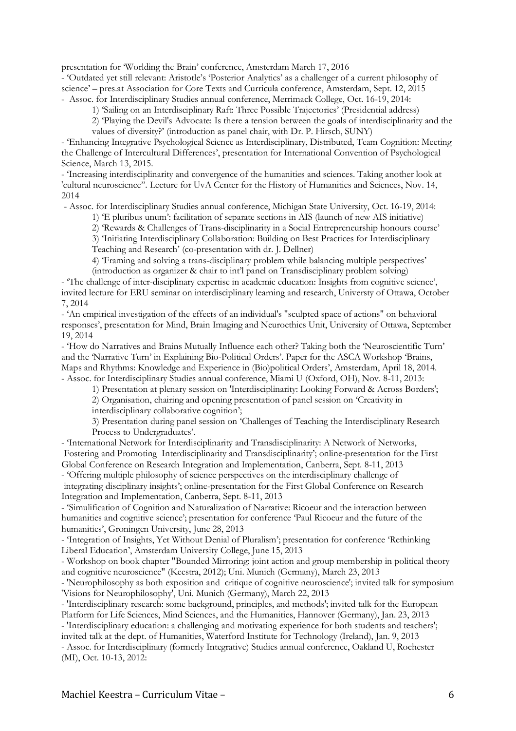presentation for 'Worlding the Brain' conference, Amsterdam March 17, 2016

- 'Outdated yet still relevant: Aristotle's 'Posterior Analytics' as a challenger of a current philosophy of science' – pres.at Association for Core Texts and Curricula conference, Amsterdam, Sept. 12, 2015
- Assoc. for Interdisciplinary Studies annual conference, Merrimack College, Oct. 16-19, 2014:
    1) 'Sailing on an Interdisciplinary Raft: Three Possible Trajectories' (Presidential address)
    2) 'Playing the Devil's Advocate: Is there a tension between the goals of interdisciplinarity and the values of diversity?' (introduction as panel chair, with Dr. P. Hirsch, SUNY)
- 'Enhancing Integrative Psychological Science as Interdisciplinary, Distributed, Team Cognition: Meeting the Challenge of Intercultural Differences', presentation for International Convention of Psychological Science, March 13, 2015.
- 'Increasing interdisciplinarity and convergence of the humanities and sciences. Taking another look at 'cultural neuroscience". Lecture for UvA Center for the History of Humanities and Sciences, Nov. 14, 2014
- Assoc. for Interdisciplinary Studies annual conference, Michigan State University, Oct. 16-19, 2014:
    1) 'E pluribus unum': facilitation of separate sections in AIS (launch of new AIS initiative)
    2) 'Rewards & Challenges of Trans-disciplinarity in a Social Entrepreneurship honours course'
    3) 'Initiating Interdisciplinary Collaboration: Building on Best Practices for Interdisciplinary Teaching and Research' (co-presentation with dr. J. Dellner)
    4) 'Framing and solving a trans-disciplinary problem while balancing multiple perspectives' (introduction as organizer & chair to int'l panel on Transdisciplinary problem solving)
- 'The challenge of inter-disciplinary expertise in academic education: Insights from cognitive science', invited lecture for ERU seminar on interdisciplinary learning and research, Universty of Ottawa, October 7, 2014
- 'An empirical investigation of the effects of an individual's "sculpted space of actions" on behavioral responses', presentation for Mind, Brain Imaging and Neuroethics Unit, University of Ottawa, September 19, 2014
- 'How do Narratives and Brains Mutually Influence each other? Taking both the 'Neuroscientific Turn' and the 'Narrative Turn' in Explaining Bio-Political Orders'. Paper for the ASCA Workshop 'Brains, Maps and Rhythms: Knowledge and Experience in (Bio)political Orders', Amsterdam, April 18, 2014.
- Assoc. for Interdisciplinary Studies annual conference, Miami U (Oxford, OH), Nov. 8-11, 2013:
    1) Presentation at plenary session on 'Interdisciplinarity: Looking Forward & Across Borders';
    2) Organisation, chairing and opening presentation of panel session on 'Creativity in interdisciplinary collaborative cognition';
    3) Presentation during panel session on 'Challenges of Teaching the Interdisciplinary Research Process to Undergraduates'.
- 'International Network for Interdisciplinarity and Transdisciplinarity: A Network of Networks, Fostering and Promoting Interdisciplinarity and Transdisciplinarity'; online-presentation for the First Global Conference on Research Integration and Implementation, Canberra, Sept. 8-11, 2013
- 'Offering multiple philosophy of science perspectives on the interdisciplinary challenge of integrating disciplinary insights'; online-presentation for the First Global Conference on Research Integration and Implementation, Canberra, Sept. 8-11, 2013
- 'Simulification of Cognition and Naturalization of Narrative: Ricoeur and the interaction between humanities and cognitive science'; presentation for conference 'Paul Ricoeur and the future of the humanities', Groningen University, June 28, 2013
- 'Integration of Insights, Yet Without Denial of Pluralism'; presentation for conference 'Rethinking Liberal Education', Amsterdam University College, June 15, 2013
- Workshop on book chapter "Bounded Mirroring: joint action and group membership in political theory and cognitive neuroscience" (Keestra, 2012); Uni. Munich (Germany), March 23, 2013
- 'Neurophilosophy as both exposition and critique of cognitive neuroscience'; invited talk for symposium 'Visions for Neurophilosophy', Uni. Munich (Germany), March 22, 2013
- 'Interdisciplinary research: some background, principles, and methods'; invited talk for the European Platform for Life Sciences, Mind Sciences, and the Humanities, Hannover (Germany), Jan. 23, 2013
- 'Interdisciplinary education: a challenging and motivating experience for both students and teachers'; invited talk at the dept. of Humanities, Waterford Institute for Technology (Ireland), Jan. 9, 2013
- Assoc. for Interdisciplinary (formerly Integrative) Studies annual conference, Oakland U, Rochester (MI), Oct. 10-13, 2012: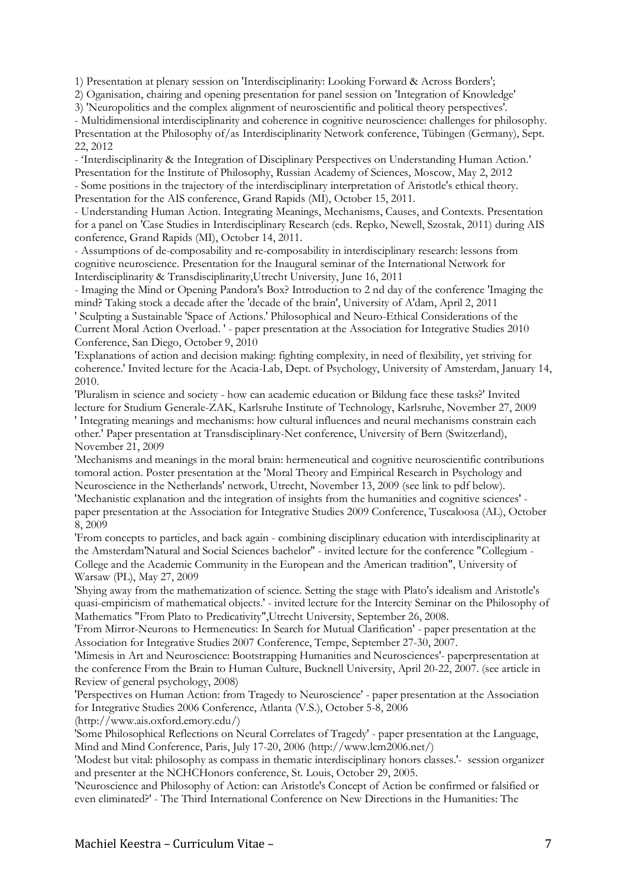1) Presentation at plenary session on 'Interdisciplinarity: Looking Forward & Across Borders';
2) Oganisation, chairing and opening presentation for panel session on 'Integration of Knowledge'
3) 'Neuropolitics and the complex alignment of neuroscientific and political theory perspectives'.

- Multidimensional interdisciplinarity and coherence in cognitive neuroscience: challenges for philosophy. Presentation at the Philosophy of/as Interdisciplinarity Network conference, Tübingen (Germany), Sept. 22, 2012
- 'Interdisciplinarity & the Integration of Disciplinary Perspectives on Understanding Human Action.' Presentation for the Institute of Philosophy, Russian Academy of Sciences, Moscow, May 2, 2012
- Some positions in the trajectory of the interdisciplinary interpretation of Aristotle's ethical theory. Presentation for the AIS conference, Grand Rapids (MI), October 15, 2011.
- Understanding Human Action. Integrating Meanings, Mechanisms, Causes, and Contexts. Presentation for a panel on 'Case Studies in Interdisciplinary Research (eds. Repko, Newell, Szostak, 2011) during AIS conference, Grand Rapids (MI), October 14, 2011.
- Assumptions of de-composability and re-composability in interdisciplinary research: lessons from cognitive neuroscience. Presentation for the Inaugural seminar of the International Network for Interdisciplinarity & Transdisciplinarity,Utrecht University, June 16, 2011
- Imaging the Mind or Opening Pandora's Box? Introduction to 2 nd day of the conference 'Imaging the mind? Taking stock a decade after the 'decade of the brain', University of A'dam, April 2, 2011

' Sculpting a Sustainable 'Space of Actions.' Philosophical and Neuro-Ethical Considerations of the Current Moral Action Overload. ' - paper presentation at the Association for Integrative Studies 2010 Conference, San Diego, October 9, 2010

'Explanations of action and decision making: fighting complexity, in need of flexibility, yet striving for coherence.' Invited lecture for the Acacia-Lab, Dept. of Psychology, University of Amsterdam, January 14, 2010.

'Pluralism in science and society - how can academic education or Bildung face these tasks?' Invited lecture for Studium Generale-ZAK, Karlsruhe Institute of Technology, Karlsruhe, November 27, 2009

' Integrating meanings and mechanisms: how cultural influences and neural mechanisms constrain each other.' Paper presentation at Transdisciplinary-Net conference, University of Bern (Switzerland), November 21, 2009

'Mechanisms and meanings in the moral brain: hermeneutical and cognitive neuroscientific contributions tomoral action. Poster presentation at the 'Moral Theory and Empirical Research in Psychology and Neuroscience in the Netherlands' network, Utrecht, November 13, 2009 (see link to pdf below).

'Mechanistic explanation and the integration of insights from the humanities and cognitive sciences' - paper presentation at the Association for Integrative Studies 2009 Conference, Tuscaloosa (AL), October 8, 2009

'From concepts to particles, and back again - combining disciplinary education with interdisciplinarity at the Amsterdam'Natural and Social Sciences bachelor'' - invited lecture for the conference "Collegium - College and the Academic Community in the European and the American tradition", University of Warsaw (PL), May 27, 2009

'Shying away from the mathematization of science. Setting the stage with Plato's idealism and Aristotle's quasi-empiricism of mathematical objects.' - invited lecture for the Intercity Seminar on the Philosophy of Mathematics "From Plato to Predicativity",Utrecht University, September 26, 2008.

'From Mirror-Neurons to Hermeneutics: In Search for Mutual Clarification' - paper presentation at the Association for Integrative Studies 2007 Conference, Tempe, September 27-30, 2007.

'Mimesis in Art and Neuroscience: Bootstrapping Humanities and Neurosciences'- paperpresentation at the conference From the Brain to Human Culture, Bucknell University, April 20-22, 2007. (see article in Review of general psychology, 2008)

'Perspectives on Human Action: from Tragedy to Neuroscience' - paper presentation at the Association for Integrative Studies 2006 Conference, Atlanta (V.S.), October 5-8, 2006 (http://www.ais.oxford.emory.edu/)

'Some Philosophical Reflections on Neural Correlates of Tragedy' - paper presentation at the Language, Mind and Mind Conference, Paris, July 17-20, 2006 (http://www.lcm2006.net/)

'Modest but vital: philosophy as compass in thematic interdisciplinary honors classes.'- session organizer and presenter at the NCHCHonors conference, St. Louis, October 29, 2005.

'Neuroscience and Philosophy of Action: can Aristotle's Concept of Action be confirmed or falsified or even eliminated?' - The Third International Conference on New Directions in the Humanities: The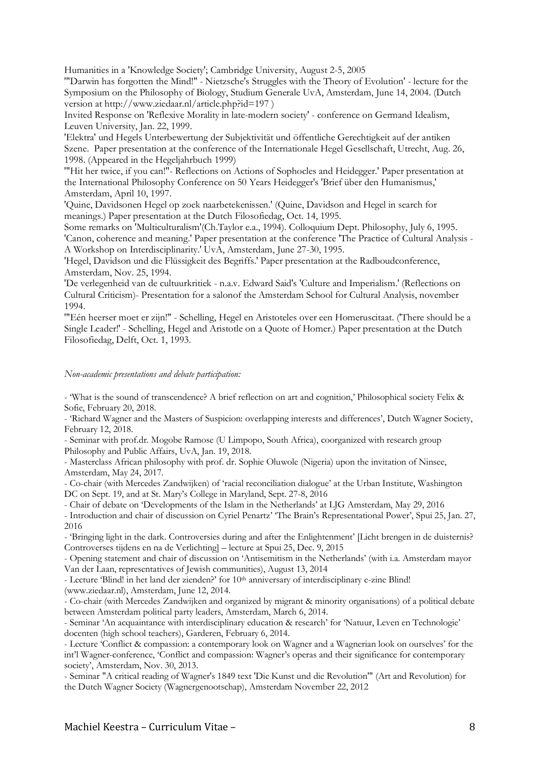Humanities in a 'Knowledge Society'; Cambridge University, August 2-5, 2005

'"Darwin has forgotten the Mind!" - Nietzsche's Struggles with the Theory of Evolution' - lecture for the Symposium on the Philosophy of Biology, Studium Generale UvA, Amsterdam, June 14, 2004. (Dutch version at http://www.ziedaar.nl/article.php?id=197 )

Invited Response on 'Reflexive Morality in late-modern society' - conference on Germand Idealism, Leuven University, Jan. 22, 1999.

'Elektra' und Hegels Unterbewertung der Subjektivität und öffentliche Gerechtigkeit auf der antiken Szene. Paper presentation at the conference of the Internationale Hegel Gesellschaft, Utrecht, Aug. 26, 1998. (Appeared in the Hegeljahrbuch 1999)

'"Hit her twice, if you can!"- Reflections on Actions of Sophocles and Heidegger.' Paper presentation at the International Philosophy Conference on 50 Years Heidegger's 'Brief über den Humanismus,' Amsterdam, April 10, 1997.

'Quine, Davidsonen Hegel op zoek naarbetekenissen.' (Quine, Davidson and Hegel in search for meanings.) Paper presentation at the Dutch Filosofiedag, Oct. 14, 1995.

Some remarks on 'Multiculturalism'(Ch.Taylor e.a., 1994). Colloquium Dept. Philosophy, July 6, 1995.

'Canon, coherence and meaning.' Paper presentation at the conference 'The Practice of Cultural Analysis - A Workshop on Interdisciplinarity.' UvA, Amsterdam, June 27-30, 1995.

'Hegel, Davidson und die Flüssigkeit des Begriffs.' Paper presentation at the Radboudconference, Amsterdam, Nov. 25, 1994.

'De verlegenheid van de cultuurkritiek - n.a.v. Edward Said's 'Culture and Imperialism.' (Reflections on Cultural Criticism)- Presentation for a salonof the Amsterdam School for Cultural Analysis, november 1994.

'"Eén heerser moet er zijn!" - Schelling, Hegel en Aristoteles over een Homeruscitaat. ('There should be a Single Leader!' - Schelling, Hegel and Aristotle on a Quote of Homer.) Paper presentation at the Dutch Filosofiedag, Delft, Oct. 1, 1993.

*Non-academic presentations and debate participation:*

- 'What is the sound of transcendence? A brief reflection on art and cognition,' Philosophical society Felix & Sofie, February 20, 2018.
- 'Richard Wagner and the Masters of Suspicion: overlapping interests and differences', Dutch Wagner Society, February 12, 2018.
- Seminar with prof.dr. Mogobe Ramose (U Limpopo, South Africa), coorganized with research group Philosophy and Public Affairs, UvA, Jan. 19, 2018.
- Masterclass African philosophy with prof. dr. Sophie Oluwole (Nigeria) upon the invitation of Ninsee, Amsterdam, May 24, 2017.
- Co-chair (with Mercedes Zandwijken) of 'racial reconciliation dialogue' at the Urban Institute, Washington DC on Sept. 19, and at St. Mary's College in Maryland, Sept. 27-8, 2016
- Chair of debate on 'Developments of the Islam in the Netherlands' at LJG Amsterdam, May 29, 2016
- Introduction and chair of discussion on Cyriel Penartz' 'The Brain's Representational Power', Spui 25, Jan. 27, 2016
- 'Bringing light in the dark. Controversies during and after the Enlightenment' [Licht brengen in de duisternis? Controverses tijdens en na de Verlichting] – lecture at Spui 25, Dec. 9, 2015
- Opening statement and chair of discussion on 'Antisemitism in the Netherlands' (with i.a. Amsterdam mayor Van der Laan, representatives of Jewish communities), August 13, 2014
- Lecture 'Blind! in het land der zienden?' for 10th anniversary of interdisciplinary e-zine Blind! (www.ziedaar.nl), Amsterdam, June 12, 2014.
- Co-chair (with Mercedes Zandwijken and organized by migrant & minority organisations) of a political debate between Amsterdam political party leaders, Amsterdam, March 6, 2014.
- Seminar 'An acquaintance with interdisciplinary education & research' for 'Natuur, Leven en Technologie' docenten (high school teachers), Garderen, February 6, 2014.
- Lecture 'Conflict & compassion: a contemporary look on Wagner and a Wagnerian look on ourselves' for the int'l Wagner-conference, 'Conflict and compassion: Wagner's operas and their significance for contemporary society', Amsterdam, Nov. 30, 2013.
- Seminar "A critical reading of Wagner's 1849 text 'Die Kunst und die Revolution'" (Art and Revolution) for the Dutch Wagner Society (Wagnergenootschap), Amsterdam November 22, 2012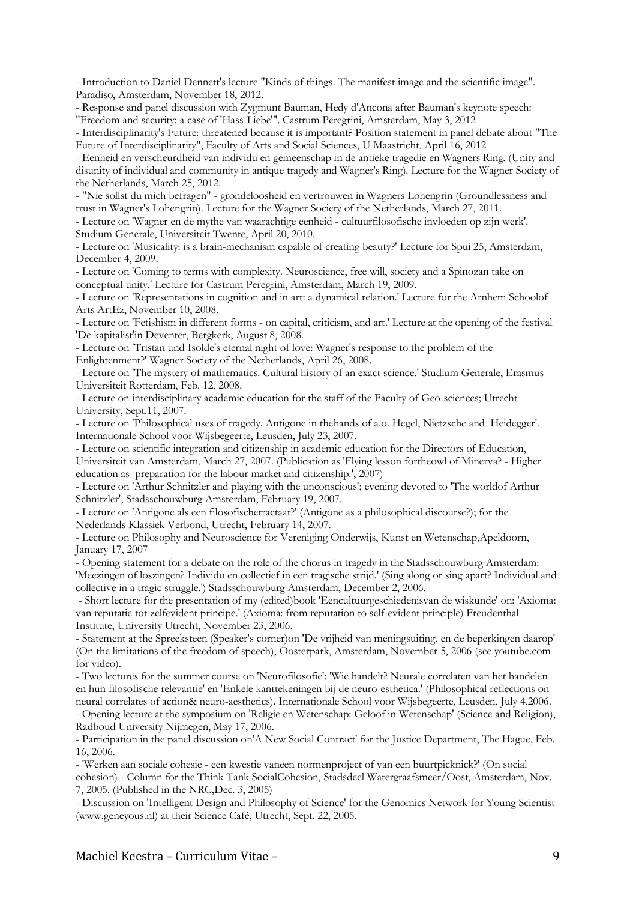- Introduction to Daniel Dennett's lecture "Kinds of things. The manifest image and the scientific image". Paradiso, Amsterdam, November 18, 2012.

- Response and panel discussion with Zygmunt Bauman, Hedy d'Ancona after Bauman's keynote speech: "Freedom and security: a case of 'Hass-Liebe'". Castrum Peregrini, Amsterdam, May 3, 2012

- Interdisciplinarity's Future: threatened because it is important? Position statement in panel debate about "The Future of Interdisciplinarity", Faculty of Arts and Social Sciences, U Maastricht, April 16, 2012

- Eenheid en verscheurdheid van individu en gemeenschap in de antieke tragedie en Wagners Ring. (Unity and disunity of individual and community in antique tragedy and Wagner's Ring). Lecture for the Wagner Society of the Netherlands, March 25, 2012.

- "Nie sollst du mich befragen" - grondeloosheid en vertrouwen in Wagners Lohengrin (Groundlessness and trust in Wagner's Lohengrin). Lecture for the Wagner Society of the Netherlands, March 27, 2011.

- Lecture on 'Wagner en de mythe van waarachtige eenheid - cultuurfilosofische invloeden op zijn werk'. Studium Generale, Universiteit Twente, April 20, 2010.

- Lecture on 'Musicality: is a brain-mechanism capable of creating beauty?' Lecture for Spui 25, Amsterdam, December 4, 2009.

- Lecture on 'Coming to terms with complexity. Neuroscience, free will, society and a Spinozan take on conceptual unity.' Lecture for Castrum Peregrini, Amsterdam, March 19, 2009.

- Lecture on 'Representations in cognition and in art: a dynamical relation.' Lecture for the Arnhem Schoolof Arts ArtEz, November 10, 2008.

- Lecture on 'Fetishism in different forms - on capital, criticism, and art.' Lecture at the opening of the festival 'De kapitalist'in Deventer, Bergkerk, August 8, 2008.

- Lecture on 'Tristan und Isolde's eternal night of love: Wagner's response to the problem of the Enlightenment?' Wagner Society of the Netherlands, April 26, 2008.

- Lecture on 'The mystery of mathematics. Cultural history of an exact science.' Studium Generale, Erasmus Universiteit Rotterdam, Feb. 12, 2008.

- Lecture on interdisciplinary academic education for the staff of the Faculty of Geo-sciences; Utrecht University, Sept.11, 2007.

- Lecture on 'Philosophical uses of tragedy. Antigone in thehands of a.o. Hegel, Nietzsche and Heidegger'. Internationale School voor Wijsbegeerte, Leusden, July 23, 2007.

- Lecture on scientific integration and citizenship in academic education for the Directors of Education, Universiteit van Amsterdam, March 27, 2007. (Publication as 'Flying lesson fortheowl of Minerva? - Higher education as preparation for the labour market and citizenship.', 2007)

- Lecture on 'Arthur Schnitzler and playing with the unconscious'; evening devoted to 'The worldof Arthur Schnitzler', Stadsschouwburg Amsterdam, February 19, 2007.

- Lecture on 'Antigone als een filosofischetractaat?' (Antigone as a philosophical discourse?); for the Nederlands Klassiek Verbond, Utrecht, February 14, 2007.

- Lecture on Philosophy and Neuroscience for Vereniging Onderwijs, Kunst en Wetenschap,Apeldoorn, January 17, 2007

- Opening statement for a debate on the role of the chorus in tragedy in the Stadsschouwburg Amsterdam: 'Meezingen of loszingen? Individu en collectief in een tragische strijd.' (Sing along or sing apart? Individual and collective in a tragic struggle.') Stadsschouwburg Amsterdam, December 2, 2006.

- Short lecture for the presentation of my (edited)book 'Eencultuurgeschiedenisvan de wiskunde' on: 'Axioma: van reputatie tot zelfevident principe.' (Axioma: from reputation to self-evident principle) Freudenthal Institute, University Utrecht, November 23, 2006.

- Statement at the Spreeksteen (Speaker's corner)on 'De vrijheid van meningsuiting, en de beperkingen daarop' (On the limitations of the freedom of speech), Oosterpark, Amsterdam, November 5, 2006 (see youtube.com for video).

- Two lectures for the summer course on 'Neurofilosofie': 'Wie handelt? Neurale correlaten van het handelen en hun filosofische relevantie' en 'Enkele kanttekeningen bij de neuro-esthetica.' (Philosophical reflections on neural correlates of action& neuro-aesthetics). Internationale School voor Wijsbegeerte, Leusden, July 4,2006.

- Opening lecture at the symposium on 'Religie en Wetenschap: Geloof in Wetenschap' (Science and Religion), Radboud University Nijmegen, May 17, 2006.

- Participation in the panel discussion on'A New Social Contract' for the Justice Department, The Hague, Feb. 16, 2006.

- 'Werken aan sociale cohesie - een kwestie vaneen normenproject of van een buurtpicknick?' (On social cohesion) - Column for the Think Tank SocialCohesion, Stadsdeel Watergraafsmeer/Oost, Amsterdam, Nov. 7, 2005. (Published in the NRC,Dec. 3, 2005)

- Discussion on 'Intelligent Design and Philosophy of Science' for the Genomics Network for Young Scientist (www.geneyous.nl) at their Science Café, Utrecht, Sept. 22, 2005.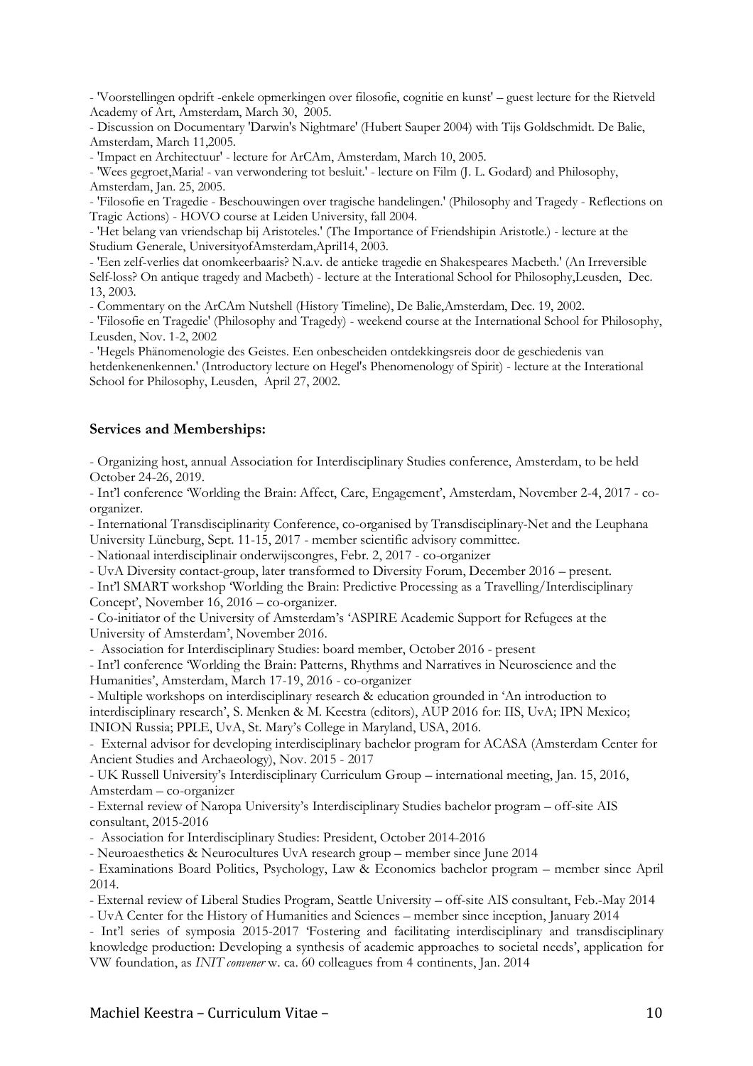- 'Voorstellingen opdrift -enkele opmerkingen over filosofie, cognitie en kunst' – guest lecture for the Rietveld Academy of Art, Amsterdam, March 30, 2005.
- Discussion on Documentary 'Darwin's Nightmare' (Hubert Sauper 2004) with Tijs Goldschmidt. De Balie, Amsterdam, March 11,2005.
- 'Impact en Architectuur' - lecture for ArCAm, Amsterdam, March 10, 2005.
- 'Wees gegroet,Maria! - van verwondering tot besluit.' - lecture on Film (J. L. Godard) and Philosophy, Amsterdam, Jan. 25, 2005.
- 'Filosofie en Tragedie - Beschouwingen over tragische handelingen.' (Philosophy and Tragedy - Reflections on Tragic Actions) - HOVO course at Leiden University, fall 2004.
- 'Het belang van vriendschap bij Aristoteles.' (The Importance of Friendshipin Aristotle.) - lecture at the Studium Generale, UniversityofAmsterdam,April14, 2003.
- 'Een zelf-verlies dat onomkeerbaaris? N.a.v. de antieke tragedie en Shakespeares Macbeth.' (An Irreversible Self-loss? On antique tragedy and Macbeth) - lecture at the Interational School for Philosophy,Leusden, Dec. 13, 2003.
- Commentary on the ArCAm Nutshell (History Timeline), De Balie,Amsterdam, Dec. 19, 2002.
- 'Filosofie en Tragedie' (Philosophy and Tragedy) - weekend course at the International School for Philosophy, Leusden, Nov. 1-2, 2002
- 'Hegels Phänomenologie des Geistes. Een onbescheiden ontdekkingsreis door de geschiedenis van hetdenkenenkennen.' (Introductory lecture on Hegel's Phenomenology of Spirit) - lecture at the Interational School for Philosophy, Leusden, April 27, 2002.

**Services and Memberships:**

- Organizing host, annual Association for Interdisciplinary Studies conference, Amsterdam, to be held October 24-26, 2019.
- Int'l conference 'Worlding the Brain: Affect, Care, Engagement', Amsterdam, November 2-4, 2017 - co-organizer.
- International Transdisciplinarity Conference, co-organised by Transdisciplinary-Net and the Leuphana University Lüneburg, Sept. 11-15, 2017 - member scientific advisory committee.
- Nationaal interdisciplinair onderwijscongres, Febr. 2, 2017 - co-organizer
- UvA Diversity contact-group, later transformed to Diversity Forum, December 2016 – present.
- Int'l SMART workshop 'Worlding the Brain: Predictive Processing as a Travelling/Interdisciplinary Concept', November 16, 2016 – co-organizer.
- Co-initiator of the University of Amsterdam's 'ASPIRE Academic Support for Refugees at the University of Amsterdam', November 2016.
- Association for Interdisciplinary Studies: board member, October 2016 - present
- Int'l conference 'Worlding the Brain: Patterns, Rhythms and Narratives in Neuroscience and the Humanities', Amsterdam, March 17-19, 2016 - co-organizer
- Multiple workshops on interdisciplinary research & education grounded in 'An introduction to interdisciplinary research', S. Menken & M. Keestra (editors), AUP 2016 for: IIS, UvA; IPN Mexico; INION Russia; PPLE, UvA, St. Mary's College in Maryland, USA, 2016.
- External advisor for developing interdisciplinary bachelor program for ACASA (Amsterdam Center for Ancient Studies and Archaeology), Nov. 2015 - 2017
- UK Russell University's Interdisciplinary Curriculum Group – international meeting, Jan. 15, 2016, Amsterdam – co-organizer
- External review of Naropa University's Interdisciplinary Studies bachelor program – off-site AIS consultant, 2015-2016
- Association for Interdisciplinary Studies: President, October 2014-2016
- Neuroaesthetics & Neurocultures UvA research group – member since June 2014
- Examinations Board Politics, Psychology, Law & Economics bachelor program – member since April 2014.
- External review of Liberal Studies Program, Seattle University – off-site AIS consultant, Feb.-May 2014
- UvA Center for the History of Humanities and Sciences – member since inception, January 2014
- Int'l series of symposia 2015-2017 'Fostering and facilitating interdisciplinary and transdisciplinary knowledge production: Developing a synthesis of academic approaches to societal needs', application for VW foundation, as *INIT convener* w. ca. 60 colleagues from 4 continents, Jan. 2014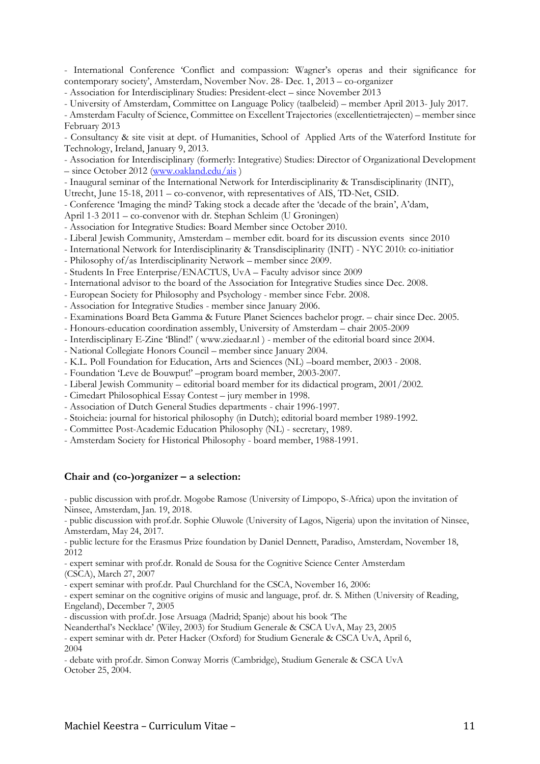- International Conference 'Conflict and compassion: Wagner's operas and their significance for contemporary society', Amsterdam, November Nov. 28- Dec. 1, 2013 – co-organizer
- Association for Interdisciplinary Studies: President-elect – since November 2013
- University of Amsterdam, Committee on Language Policy (taalbeleid) – member April 2013- July 2017.
- Amsterdam Faculty of Science, Committee on Excellent Trajectories (excellentietrajecten) – member since February 2013
- Consultancy & site visit at dept. of Humanities, School of Applied Arts of the Waterford Institute for Technology, Ireland, January 9, 2013.
- Association for Interdisciplinary (formerly: Integrative) Studies: Director of Organizational Development – since October 2012 (www.oakland.edu/ais )
- Inaugural seminar of the International Network for Interdisciplinarity & Transdisciplinarity (INIT), Utrecht, June 15-18, 2011 – co-convenor, with representatives of AIS, TD-Net, CSID.
- Conference 'Imaging the mind? Taking stock a decade after the 'decade of the brain', A'dam, April 1-3 2011 – co-convenor with dr. Stephan Schleim (U Groningen)
- Association for Integrative Studies: Board Member since October 2010.
- Liberal Jewish Community, Amsterdam – member edit. board for its discussion events since 2010
- International Network for Interdisciplinarity & Transdisciplinarity (INIT) - NYC 2010: co-initiatior
- Philosophy of/as Interdisciplinarity Network – member since 2009.
- Students In Free Enterprise/ENACTUS, UvA – Faculty advisor since 2009
- International advisor to the board of the Association for Integrative Studies since Dec. 2008.
- European Society for Philosophy and Psychology - member since Febr. 2008.
- Association for Integrative Studies - member since January 2006.
- Examinations Board Beta Gamma & Future Planet Sciences bachelor progr. – chair since Dec. 2005.
- Honours-education coordination assembly, University of Amsterdam – chair 2005-2009
- Interdisciplinary E-Zine 'Blind!' ( www.ziedaar.nl ) - member of the editorial board since 2004.
- National Collegiate Honors Council – member since January 2004.
- K.L. Poll Foundation for Education, Arts and Sciences (NL) –board member, 2003 - 2008.
- Foundation 'Leve de Bouwput!' –program board member, 2003-2007.
- Liberal Jewish Community – editorial board member for its didactical program, 2001/2002.
- Cimedart Philosophical Essay Contest – jury member in 1998.
- Association of Dutch General Studies departments - chair 1996-1997.
- Stoicheia: journal for historical philosophy (in Dutch); editorial board member 1989-1992.
- Committee Post-Academic Education Philosophy (NL) - secretary, 1989.
- Amsterdam Society for Historical Philosophy - board member, 1988-1991.

**Chair and (co-)organizer – a selection:**

- public discussion with prof.dr. Mogobe Ramose (University of Limpopo, S-Africa) upon the invitation of Ninsee, Amsterdam, Jan. 19, 2018.
- public discussion with prof.dr. Sophie Oluwole (University of Lagos, Nigeria) upon the invitation of Ninsee, Amsterdam, May 24, 2017.
- public lecture for the Erasmus Prize foundation by Daniel Dennett, Paradiso, Amsterdam, November 18, 2012
- expert seminar with prof.dr. Ronald de Sousa for the Cognitive Science Center Amsterdam (CSCA), March 27, 2007
- expert seminar with prof.dr. Paul Churchland for the CSCA, November 16, 2006:
- expert seminar on the cognitive origins of music and language, prof. dr. S. Mithen (University of Reading, Engeland), December 7, 2005
- discussion with prof.dr. Jose Arsuaga (Madrid; Spanje) about his book 'The Neanderthal's Necklace' (Wiley, 2003) for Studium Generale & CSCA UvA, May 23, 2005
- expert seminar with dr. Peter Hacker (Oxford) for Studium Generale & CSCA UvA, April 6, 2004
- debate with prof.dr. Simon Conway Morris (Cambridge), Studium Generale & CSCA UvA October 25, 2004.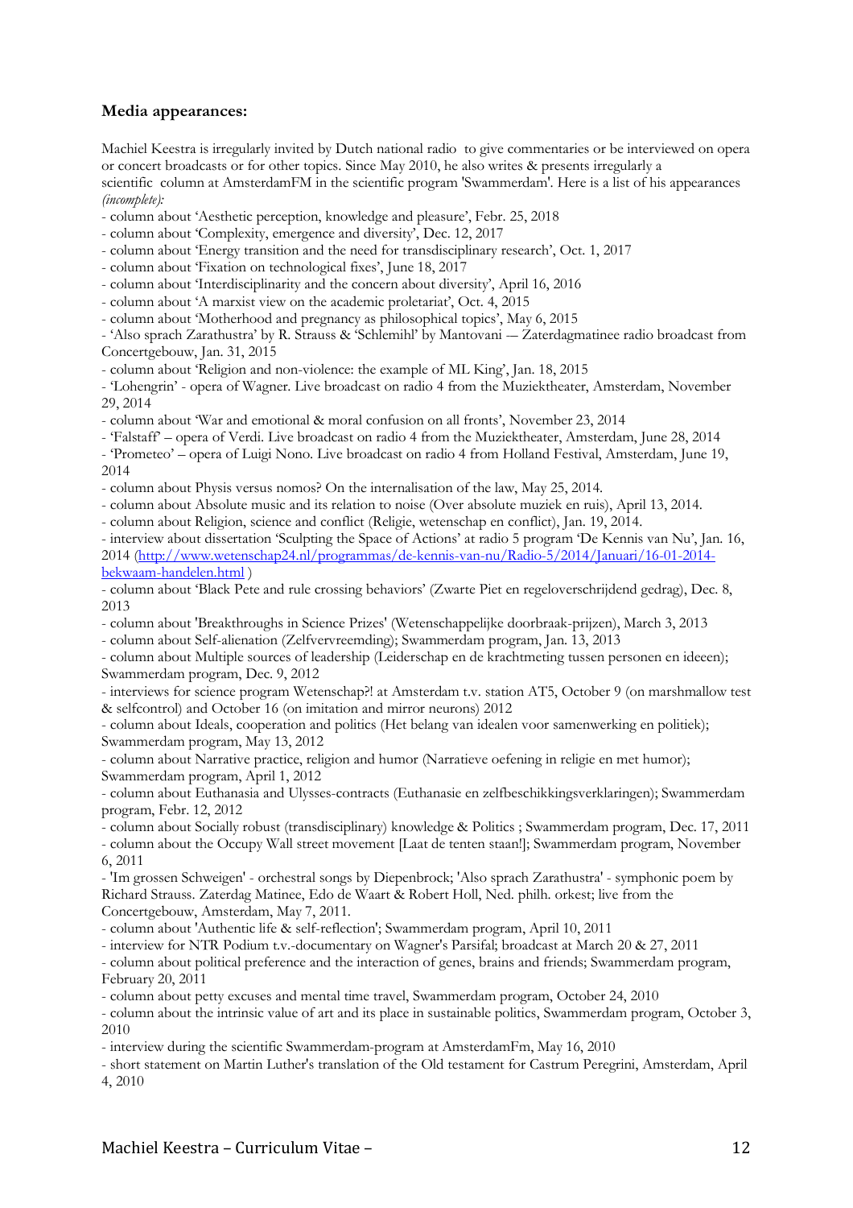**Media appearances:**

Machiel Keestra is irregularly invited by Dutch national radio to give commentaries or be interviewed on opera or concert broadcasts or for other topics. Since May 2010, he also writes & presents irregularly a scientific column at AmsterdamFM in the scientific program 'Swammerdam'. Here is a list of his appearances *(incomplete):*

- column about 'Aesthetic perception, knowledge and pleasure', Febr. 25, 2018
- column about 'Complexity, emergence and diversity', Dec. 12, 2017
- column about 'Energy transition and the need for transdisciplinary research', Oct. 1, 2017
- column about 'Fixation on technological fixes', June 18, 2017
- column about 'Interdisciplinarity and the concern about diversity', April 16, 2016
- column about 'A marxist view on the academic proletariat', Oct. 4, 2015
- column about 'Motherhood and pregnancy as philosophical topics', May 6, 2015
- 'Also sprach Zarathustra' by R. Strauss & 'Schlemihl' by Mantovani — Zaterdagmatinee radio broadcast from Concertgebouw, Jan. 31, 2015
- column about 'Religion and non-violence: the example of ML King', Jan. 18, 2015
- 'Lohengrin' - opera of Wagner. Live broadcast on radio 4 from the Muziektheater, Amsterdam, November 29, 2014
- column about 'War and emotional & moral confusion on all fronts', November 23, 2014
- 'Falstaff' – opera of Verdi. Live broadcast on radio 4 from the Muziektheater, Amsterdam, June 28, 2014
- 'Prometeo' – opera of Luigi Nono. Live broadcast on radio 4 from Holland Festival, Amsterdam, June 19, 2014
- column about Physis versus nomos? On the internalisation of the law, May 25, 2014.
- column about Absolute music and its relation to noise (Over absolute muziek en ruis), April 13, 2014.
- column about Religion, science and conflict (Religie, wetenschap en conflict), Jan. 19, 2014.
- interview about dissertation 'Sculpting the Space of Actions' at radio 5 program 'De Kennis van Nu', Jan. 16, 2014 ([http://www.wetenschap24.nl/programmas/de-kennis-van-nu/Radio-5/2014/Januari/16-01-2014-bekwaam-handelen.html](http://www.wetenschap24.nl/programmas/de-kennis-van-nu/Radio-5/2014/Januari/16-01-2014-bekwaam-handelen.html) )
- column about 'Black Pete and rule crossing behaviors' (Zwarte Piet en regeloverschrijdend gedrag), Dec. 8, 2013
- column about 'Breakthroughs in Science Prizes' (Wetenschappelijke doorbraak-prijzen), March 3, 2013
- column about Self-alienation (Zelfvervreemding); Swammerdam program, Jan. 13, 2013
- column about Multiple sources of leadership (Leiderschap en de krachtmeting tussen personen en ideeen); Swammerdam program, Dec. 9, 2012
- interviews for science program Wetenschap?! at Amsterdam t.v. station AT5, October 9 (on marshmallow test & selfcontrol) and October 16 (on imitation and mirror neurons) 2012
- column about Ideals, cooperation and politics (Het belang van idealen voor samenwerking en politiek); Swammerdam program, May 13, 2012
- column about Narrative practice, religion and humor (Narratieve oefening in religie en met humor); Swammerdam program, April 1, 2012
- column about Euthanasia and Ulysses-contracts (Euthanasie en zelfbeschikkingsverklaringen); Swammerdam program, Febr. 12, 2012
- column about Socially robust (transdisciplinary) knowledge & Politics ; Swammerdam program, Dec. 17, 2011
- column about the Occupy Wall street movement [Laat de tenten staan!]; Swammerdam program, November 6, 2011
- 'Im grossen Schweigen' - orchestral songs by Diepenbrock; 'Also sprach Zarathustra' - symphonic poem by Richard Strauss. Zaterdag Matinee, Edo de Waart & Robert Holl, Ned. philh. orkest; live from the Concertgebouw, Amsterdam, May 7, 2011.
- column about 'Authentic life & self-reflection'; Swammerdam program, April 10, 2011
- interview for NTR Podium t.v.-documentary on Wagner's Parsifal; broadcast at March 20 & 27, 2011
- column about political preference and the interaction of genes, brains and friends; Swammerdam program, February 20, 2011
- column about petty excuses and mental time travel, Swammerdam program, October 24, 2010
- column about the intrinsic value of art and its place in sustainable politics, Swammerdam program, October 3, 2010
- interview during the scientific Swammerdam-program at AmsterdamFm, May 16, 2010
- short statement on Martin Luther's translation of the Old testament for Castrum Peregrini, Amsterdam, April 4, 2010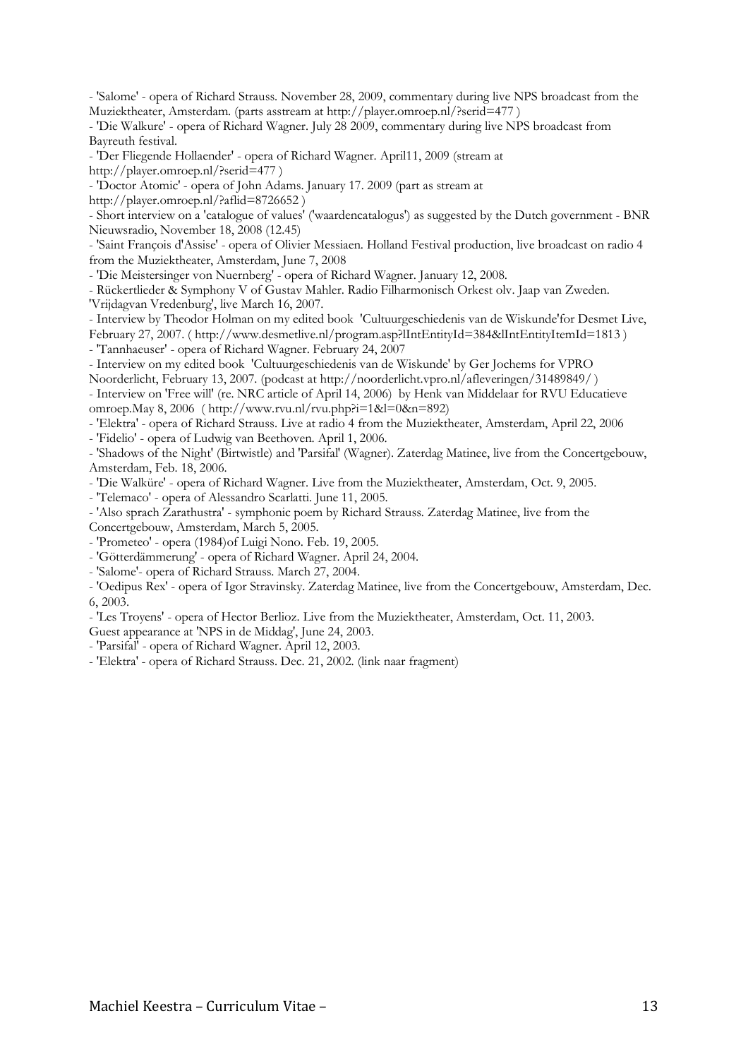- 'Salome' - opera of Richard Strauss. November 28, 2009, commentary during live NPS broadcast from the Muziektheater, Amsterdam. (parts asstream at http://player.omroep.nl/?serid=477 )
- 'Die Walkure' - opera of Richard Wagner. July 28 2009, commentary during live NPS broadcast from Bayreuth festival.
- 'Der Fliegende Hollaender' - opera of Richard Wagner. April11, 2009 (stream at http://player.omroep.nl/?serid=477 )
- 'Doctor Atomic' - opera of John Adams. January 17. 2009 (part as stream at http://player.omroep.nl/?aflid=8726652 )
- Short interview on a 'catalogue of values' ('waardencatalogus') as suggested by the Dutch government - BNR Nieuwsradio, November 18, 2008 (12.45)
- 'Saint François d'Assise' - opera of Olivier Messiaen. Holland Festival production, live broadcast on radio 4 from the Muziektheater, Amsterdam, June 7, 2008
- 'Die Meistersinger von Nuernberg' - opera of Richard Wagner. January 12, 2008.
- Rückertlieder & Symphony V of Gustav Mahler. Radio Filharmonisch Orkest olv. Jaap van Zweden. 'Vrijdagvan Vredenburg', live March 16, 2007.
- Interview by Theodor Holman on my edited book 'Cultuurgeschiedenis van de Wiskunde'for Desmet Live, February 27, 2007. ( http://www.desmetlive.nl/program.asp?lIntEntityId=384&lIntEntityItemId=1813 )
- 'Tannhaeuser' - opera of Richard Wagner. February 24, 2007
- Interview on my edited book 'Cultuurgeschiedenis van de Wiskunde' by Ger Jochems for VPRO Noorderlicht, February 13, 2007. (podcast at http://noorderlicht.vpro.nl/afleveringen/31489849/ )
- Interview on 'Free will' (re. NRC article of April 14, 2006) by Henk van Middelaar for RVU Educatieve omroep.May 8, 2006 ( http://www.rvu.nl/rvu.php?i=1&l=0&n=892)
- 'Elektra' - opera of Richard Strauss. Live at radio 4 from the Muziektheater, Amsterdam, April 22, 2006
- 'Fidelio' - opera of Ludwig van Beethoven. April 1, 2006.
- 'Shadows of the Night' (Birtwistle) and 'Parsifal' (Wagner). Zaterdag Matinee, live from the Concertgebouw, Amsterdam, Feb. 18, 2006.
- 'Die Walküre' - opera of Richard Wagner. Live from the Muziektheater, Amsterdam, Oct. 9, 2005.
- 'Telemaco' - opera of Alessandro Scarlatti. June 11, 2005.
- 'Also sprach Zarathustra' - symphonic poem by Richard Strauss. Zaterdag Matinee, live from the Concertgebouw, Amsterdam, March 5, 2005.
- 'Prometeo' - opera (1984)of Luigi Nono. Feb. 19, 2005.
- 'Götterdämmerung' - opera of Richard Wagner. April 24, 2004.
- 'Salome'- opera of Richard Strauss. March 27, 2004.
- 'Oedipus Rex' - opera of Igor Stravinsky. Zaterdag Matinee, live from the Concertgebouw, Amsterdam, Dec. 6, 2003.
- 'Les Troyens' - opera of Hector Berlioz. Live from the Muziektheater, Amsterdam, Oct. 11, 2003.

Guest appearance at 'NPS in de Middag', June 24, 2003.

- 'Parsifal' - opera of Richard Wagner. April 12, 2003.
- 'Elektra' - opera of Richard Strauss. Dec. 21, 2002. (link naar fragment)